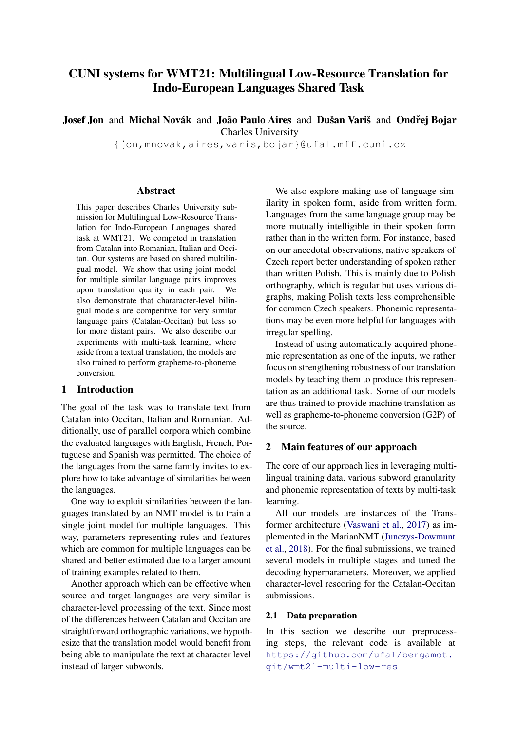# CUNI systems for WMT21: Multilingual Low-Resource Translation for Indo-European Languages Shared Task

**Josef Jon** and **Michal Novák** and **João Paulo Aires** and **Dušan Variš** and **Ondřej Bojar**
Charles University
{jon,mnovak,aires,varis,bojar}@ufal.mff.cuni.cz

## Abstract

This paper describes Charles University submission for Multilingual Low-Resource Translation for Indo-European Languages shared task at WMT21. We competed in translation from Catalan into Romanian, Italian and Occitan. Our systems are based on shared multilingual model. We show that using joint model for multiple similar language pairs improves upon translation quality in each pair. We also demonstrate that chararacter-level bilingual models are competitive for very similar language pairs (Catalan-Occitan) but less so for more distant pairs. We also describe our experiments with multi-task learning, where aside from a textual translation, the models are also trained to perform grapheme-to-phoneme conversion.

## 1 Introduction

The goal of the task was to translate text from Catalan into Occitan, Italian and Romanian. Additionally, use of parallel corpora which combine the evaluated languages with English, French, Portuguese and Spanish was permitted. The choice of the languages from the same family invites to explore how to take advantage of similarities between the languages.

One way to exploit similarities between the languages translated by an NMT model is to train a single joint model for multiple languages. This way, parameters representing rules and features which are common for multiple languages can be shared and better estimated due to a larger amount of training examples related to them.

Another approach which can be effective when source and target languages are very similar is character-level processing of the text. Since most of the differences between Catalan and Occitan are straightforward orthographic variations, we hypothesize that the translation model would benefit from being able to manipulate the text at character level instead of larger subwords.

We also explore making use of language similarity in spoken form, aside from written form. Languages from the same language group may be more mutually intelligible in their spoken form rather than in the written form. For instance, based on our anecdotal observations, native speakers of Czech report better understanding of spoken rather than written Polish. This is mainly due to Polish orthography, which is regular but uses various digraphs, making Polish texts less comprehensible for common Czech speakers. Phonemic representations may be even more helpful for languages with irregular spelling.

Instead of using automatically acquired phonemic representation as one of the inputs, we rather focus on strengthening robustness of our translation models by teaching them to produce this representation as an additional task. Some of our models are thus trained to provide machine translation as well as grapheme-to-phoneme conversion (G2P) of the source.

## 2 Main features of our approach

The core of our approach lies in leveraging multilingual training data, various subword granularity and phonemic representation of texts by multi-task learning.

All our models are instances of the Transformer architecture (Vaswani et al., 2017) as implemented in the MarianNMT (Junczys-Dowmunt et al., 2018). For the final submissions, we trained several models in multiple stages and tuned the decoding hyperparameters. Moreover, we applied character-level rescoring for the Catalan-Occitan submissions.

### 2.1 Data preparation

In this section we describe our preprocessing steps, the relevant code is available at https://github.com/ufal/bergamot.git/wmt21-multi-low-res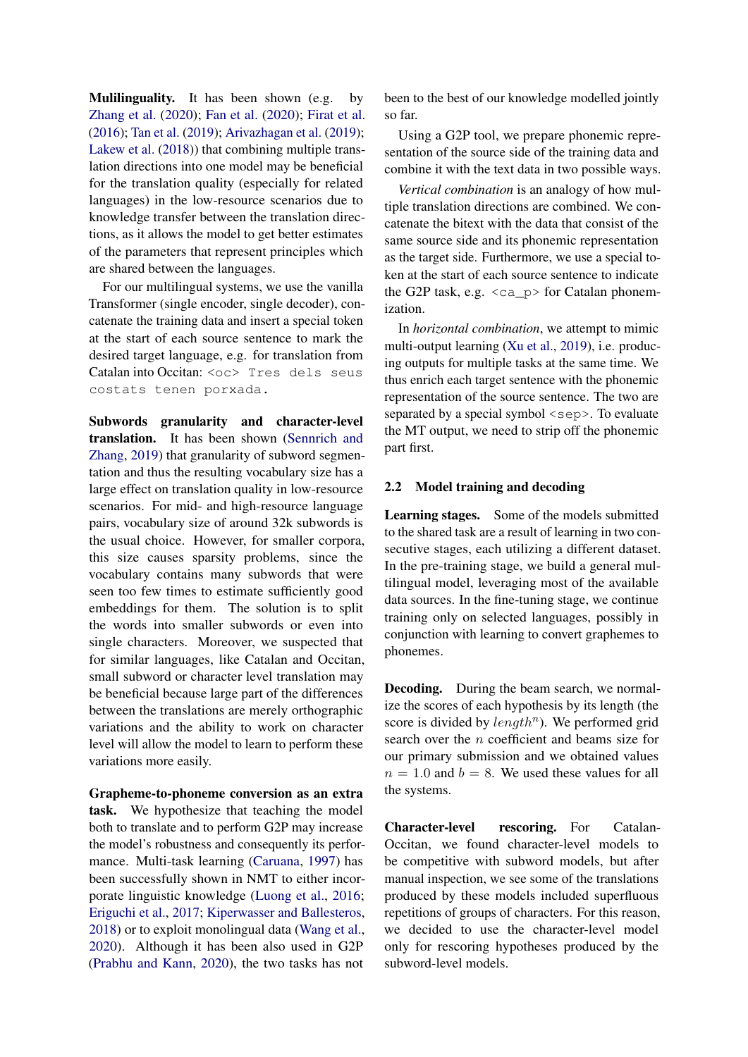**Mulilinguality.** It has been shown (e.g. by Zhang et al. (2020); Fan et al. (2020); Firat et al. (2016); Tan et al. (2019); Arivazhagan et al. (2019); Lakew et al. (2018)) that combining multiple translation directions into one model may be beneficial for the translation quality (especially for related languages) in the low-resource scenarios due to knowledge transfer between the translation directions, as it allows the model to get better estimates of the parameters that represent principles which are shared between the languages.

For our multilingual systems, we use the vanilla Transformer (single encoder, single decoder), concatenate the training data and insert a special token at the start of each source sentence to mark the desired target language, e.g. for translation from Catalan into Occitan: `<oc> Tres dels seus costats tenen porxada.`

**Subwords granularity and character-level translation.** It has been shown (Sennrich and Zhang, 2019) that granularity of subword segmentation and thus the resulting vocabulary size has a large effect on translation quality in low-resource scenarios. For mid- and high-resource language pairs, vocabulary size of around 32k subwords is the usual choice. However, for smaller corpora, this size causes sparsity problems, since the vocabulary contains many subwords that were seen too few times to estimate sufficiently good embeddings for them. The solution is to split the words into smaller subwords or even into single characters. Moreover, we suspected that for similar languages, like Catalan and Occitan, small subword or character level translation may be beneficial because large part of the differences between the translations are merely orthographic variations and the ability to work on character level will allow the model to learn to perform these variations more easily.

**Grapheme-to-phoneme conversion as an extra task.** We hypothesize that teaching the model both to translate and to perform G2P may increase the model's robustness and consequently its performance. Multi-task learning (Caruana, 1997) has been successfully shown in NMT to either incorporate linguistic knowledge (Luong et al., 2016; Eriguchi et al., 2017; Kiperwasser and Ballesteros, 2018) or to exploit monolingual data (Wang et al., 2020). Although it has been also used in G2P (Prabhu and Kann, 2020), the two tasks has not been to the best of our knowledge modelled jointly so far.

Using a G2P tool, we prepare phonemic representation of the source side of the training data and combine it with the text data in two possible ways.

*Vertical combination* is an analogy of how multiple translation directions are combined. We concatenate the bitext with the data that consist of the same source side and its phonemic representation as the target side. Furthermore, we use a special token at the start of each source sentence to indicate the G2P task, e.g. `<ca_p>` for Catalan phonemization.

In *horizontal combination*, we attempt to mimic multi-output learning (Xu et al., 2019), i.e. producing outputs for multiple tasks at the same time. We thus enrich each target sentence with the phonemic representation of the source sentence. The two are separated by a special symbol `<sep>`. To evaluate the MT output, we need to strip off the phonemic part first.

## 2.2 Model training and decoding

**Learning stages.** Some of the models submitted to the shared task are a result of learning in two consecutive stages, each utilizing a different dataset. In the pre-training stage, we build a general multilingual model, leveraging most of the available data sources. In the fine-tuning stage, we continue training only on selected languages, possibly in conjunction with learning to convert graphemes to phonemes.

**Decoding.** During the beam search, we normalize the scores of each hypothesis by its length (the score is divided by $length^n$). We performed grid search over the $n$ coefficient and beams size for our primary submission and we obtained values $n = 1.0$ and $b = 8$. We used these values for all the systems.

**Character-level rescoring.** For Catalan-Occitan, we found character-level models to be competitive with subword models, but after manual inspection, we see some of the translations produced by these models included superfluous repetitions of groups of characters. For this reason, we decided to use the character-level model only for rescoring hypotheses produced by the subword-level models.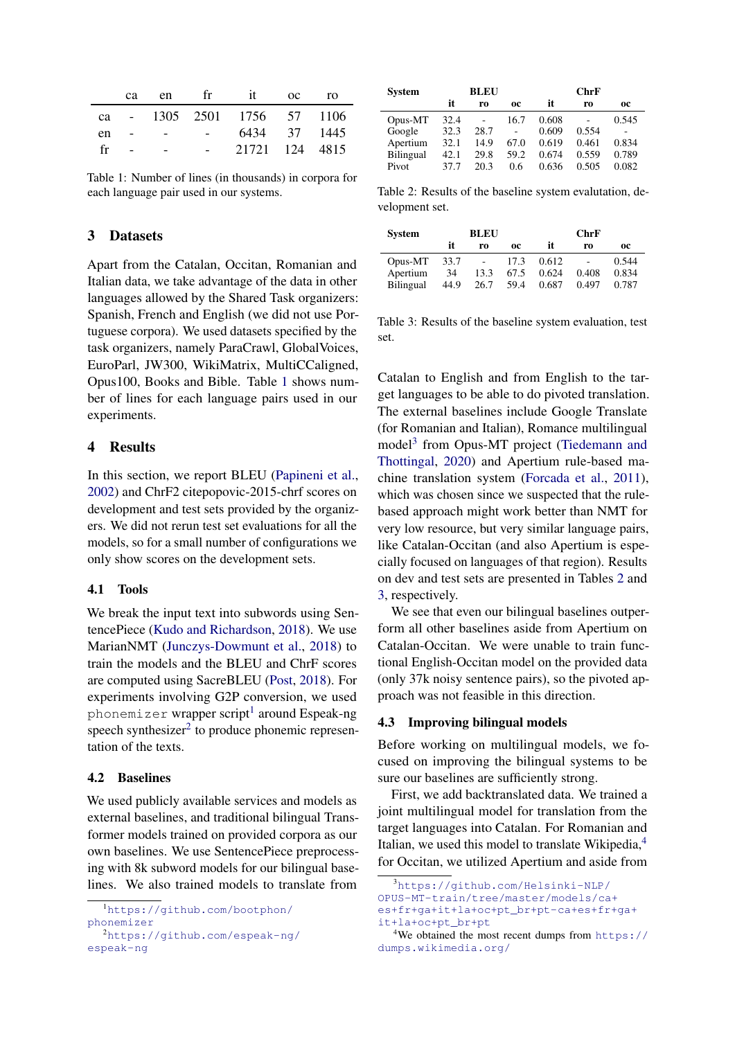|  | ca | en | fr | it | oc | ro |
|---|---|---|---|---|---|---|
| ca | - | 1305 | 2501 | 1756 | 57 | 1106 |
| en | - | - | - | 6434 | 37 | 1445 |
| fr | - | - | - | 21721 | 124 | 4815 |

Table 1: Number of lines (in thousands) in corpora for each language pair used in our systems.

## 3 Datasets

Apart from the Catalan, Occitan, Romanian and Italian data, we take advantage of the data in other languages allowed by the Shared Task organizers: Spanish, French and English (we did not use Portuguese corpora). We used datasets specified by the task organizers, namely ParaCrawl, GlobalVoices, EuroParl, JW300, WikiMatrix, MultiCCaligned, Opus100, Books and Bible. Table 1 shows number of lines for each language pairs used in our experiments.

## 4 Results

In this section, we report BLEU (Papineni et al., 2002) and ChrF2 citepopovic-2015-chrf scores on development and test sets provided by the organizers. We did not rerun test set evaluations for all the models, so for a small number of configurations we only show scores on the development sets.

### 4.1 Tools

We break the input text into subwords using SentencePiece (Kudo and Richardson, 2018). We use MarianNMT (Junczys-Dowmunt et al., 2018) to train the models and the BLEU and ChrF scores are computed using SacreBLEU (Post, 2018). For experiments involving G2P conversion, we used `phonemizer` wrapper script[1] around Espeak-ng speech synthesizer[2] to produce phonemic representation of the texts.

### 4.2 Baselines

We used publicly available services and models as external baselines, and traditional bilingual Transformer models trained on provided corpora as our own baselines. We use SentencePiece preprocessing with 8k subword models for our bilingual baselines. We also trained models to translate from Catalan to English and from English to the target languages to be able to do pivoted translation. The external baselines include Google Translate (for Romanian and Italian), Romance multilingual model[3] from Opus-MT project (Tiedemann and Thottingal, 2020) and Apertium rule-based machine translation system (Forcada et al., 2011), which was chosen since we suspected that the rule-based approach might work better than NMT for very low resource, but very similar language pairs, like Catalan-Occitan (and also Apertium is especially focused on languages of that region). Results on dev and test sets are presented in Tables 2 and 3, respectively.

| System | BLEU | | | ChrF | | |
|---|---|---|---|---|---|---|
| | it | ro | oc | it | ro | oc |
| Opus-MT | 32.4 | - | 16.7 | 0.608 | - | 0.545 |
| Google | 32.3 | 28.7 | - | 0.609 | 0.554 | - |
| Apertium | 32.1 | 14.9 | 67.0 | 0.619 | 0.461 | 0.834 |
| Bilingual | 42.1 | 29.8 | 59.2 | 0.674 | 0.559 | 0.789 |
| Pivot | 37.7 | 20.3 | 0.6 | 0.636 | 0.505 | 0.082 |

Table 2: Results of the baseline system evalutation, development set.

| System | BLEU | | | ChrF | | |
|---|---|---|---|---|---|---|
| | it | ro | oc | it | ro | oc |
| Opus-MT | 33.7 | - | 17.3 | 0.612 | - | 0.544 |
| Apertium | 34 | 13.3 | 67.5 | 0.624 | 0.408 | 0.834 |
| Bilingual | 44.9 | 26.7 | 59.4 | 0.687 | 0.497 | 0.787 |

Table 3: Results of the baseline system evaluation, test set.

We see that even our bilingual baselines outperform all other baselines aside from Apertium on Catalan-Occitan. We were unable to train functional English-Occitan model on the provided data (only 37k noisy sentence pairs), so the pivoted approach was not feasible in this direction.

### 4.3 Improving bilingual models

Before working on multilingual models, we focused on improving the bilingual systems to be sure our baselines are sufficiently strong.

First, we add backtranslated data. We trained a joint multilingual model for translation from the target languages into Catalan. For Romanian and Italian, we used this model to translate Wikipedia,[4] for Occitan, we utilized Apertium and aside from

[1] https://github.com/bootphon/phonemizer

[2] https://github.com/espeak-ng/espeak-ng

[3] https://github.com/Helsinki-NLP/OPUS-MT-train/tree/master/models/ca+es+fr+ga+it+la+oc+pt_br+pt-ca+es+fr+ga+it+la+oc+pt_br+pt

[4] We obtained the most recent dumps from https://dumps.wikimedia.org/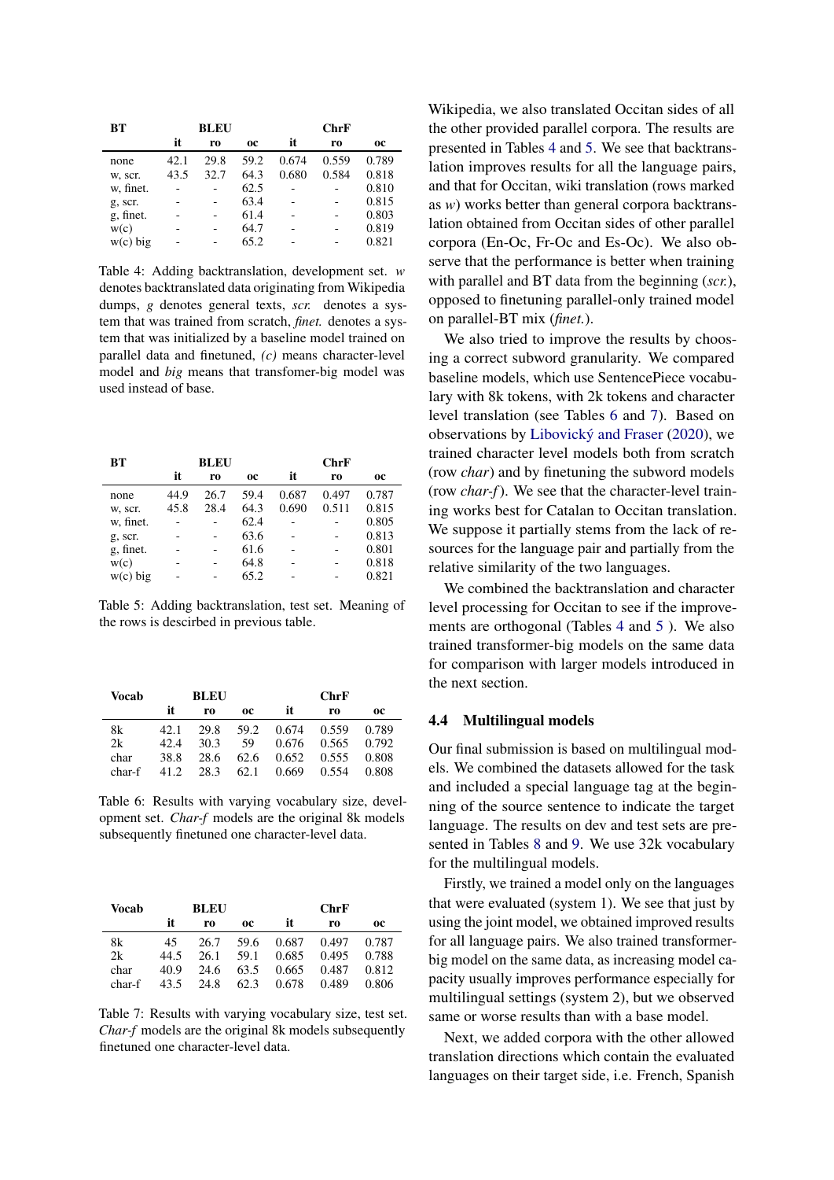| BT | BLEU | | | ChrF | | |
|---|---|---|---|---|---|---|
| | it | ro | oc | it | ro | oc |
| none | 42.1 | 29.8 | 59.2 | 0.674 | 0.559 | 0.789 |
| w, scr. | 43.5 | 32.7 | 64.3 | 0.680 | 0.584 | 0.818 |
| w, finet. | - | - | 62.5 | - | - | 0.810 |
| g, scr. | - | - | 63.4 | - | - | 0.815 |
| g, finet. | - | - | 61.4 | - | - | 0.803 |
| w(c) | - | - | 64.7 | - | - | 0.819 |
| w(c) big | - | - | 65.2 | - | - | 0.821 |

Table 4: Adding backtranslation, development set. *w* denotes backtranslated data originating from Wikipedia dumps, *g* denotes general texts, *scr.* denotes a system that was trained from scratch, *finet.* denotes a system that was initialized by a baseline model trained on parallel data and finetuned, *(c)* means character-level model and *big* means that transfomer-big model was used instead of base.

| BT | BLEU | | | ChrF | | |
|---|---|---|---|---|---|---|
| | it | ro | oc | it | ro | oc |
| none | 44.9 | 26.7 | 59.4 | 0.687 | 0.497 | 0.787 |
| w, scr. | 45.8 | 28.4 | 64.3 | 0.690 | 0.511 | 0.815 |
| w, finet. | - | - | 62.4 | - | - | 0.805 |
| g, scr. | - | - | 63.6 | - | - | 0.813 |
| g, finet. | - | - | 61.6 | - | - | 0.801 |
| w(c) | - | - | 64.8 | - | - | 0.818 |
| w(c) big | - | - | 65.2 | - | - | 0.821 |

Table 5: Adding backtranslation, test set. Meaning of the rows is descirbed in previous table.

| Vocab | BLEU | | | ChrF | | |
|---|---|---|---|---|---|---|
| | it | ro | oc | it | ro | oc |
| 8k | 42.1 | 29.8 | 59.2 | 0.674 | 0.559 | 0.789 |
| 2k | 42.4 | 30.3 | 59 | 0.676 | 0.565 | 0.792 |
| char | 38.8 | 28.6 | 62.6 | 0.652 | 0.555 | 0.808 |
| char-f | 41.2 | 28.3 | 62.1 | 0.669 | 0.554 | 0.808 |

Table 6: Results with varying vocabulary size, development set. *Char-f* models are the original 8k models subsequently finetuned one character-level data.

| Vocab | BLEU | | | ChrF | | |
|---|---|---|---|---|---|---|
| | it | ro | oc | it | ro | oc |
| 8k | 45 | 26.7 | 59.6 | 0.687 | 0.497 | 0.787 |
| 2k | 44.5 | 26.1 | 59.1 | 0.685 | 0.495 | 0.788 |
| char | 40.9 | 24.6 | 63.5 | 0.665 | 0.487 | 0.812 |
| char-f | 43.5 | 24.8 | 62.3 | 0.678 | 0.489 | 0.806 |

Table 7: Results with varying vocabulary size, test set. *Char-f* models are the original 8k models subsequently finetuned one character-level data.

Wikipedia, we also translated Occitan sides of all the other provided parallel corpora. The results are presented in Tables 4 and 5. We see that backtranslation improves results for all the language pairs, and that for Occitan, wiki translation (rows marked as *w*) works better than general corpora backtranslation obtained from Occitan sides of other parallel corpora (En-Oc, Fr-Oc and Es-Oc). We also observe that the performance is better when training with parallel and BT data from the beginning (*scr.*), opposed to finetuning parallel-only trained model on parallel-BT mix (*finet.*).

We also tried to improve the results by choosing a correct subword granularity. We compared baseline models, which use SentencePiece vocabulary with 8k tokens, with 2k tokens and character level translation (see Tables 6 and 7). Based on observations by Libovický and Fraser (2020), we trained character level models both from scratch (row *char*) and by finetuning the subword models (row *char-f*). We see that the character-level training works best for Catalan to Occitan translation. We suppose it partially stems from the lack of resources for the language pair and partially from the relative similarity of the two languages.

We combined the backtranslation and character level processing for Occitan to see if the improvements are orthogonal (Tables 4 and 5 ). We also trained transformer-big models on the same data for comparison with larger models introduced in the next section.

### 4.4 Multilingual models

Our final submission is based on multilingual models. We combined the datasets allowed for the task and included a special language tag at the beginning of the source sentence to indicate the target language. The results on dev and test sets are presented in Tables 8 and 9. We use 32k vocabulary for the multilingual models.

Firstly, we trained a model only on the languages that were evaluated (system 1). We see that just by using the joint model, we obtained improved results for all language pairs. We also trained transformer-big model on the same data, as increasing model capacity usually improves performance especially for multilingual settings (system 2), but we observed same or worse results than with a base model.

Next, we added corpora with the other allowed translation directions which contain the evaluated languages on their target side, i.e. French, Spanish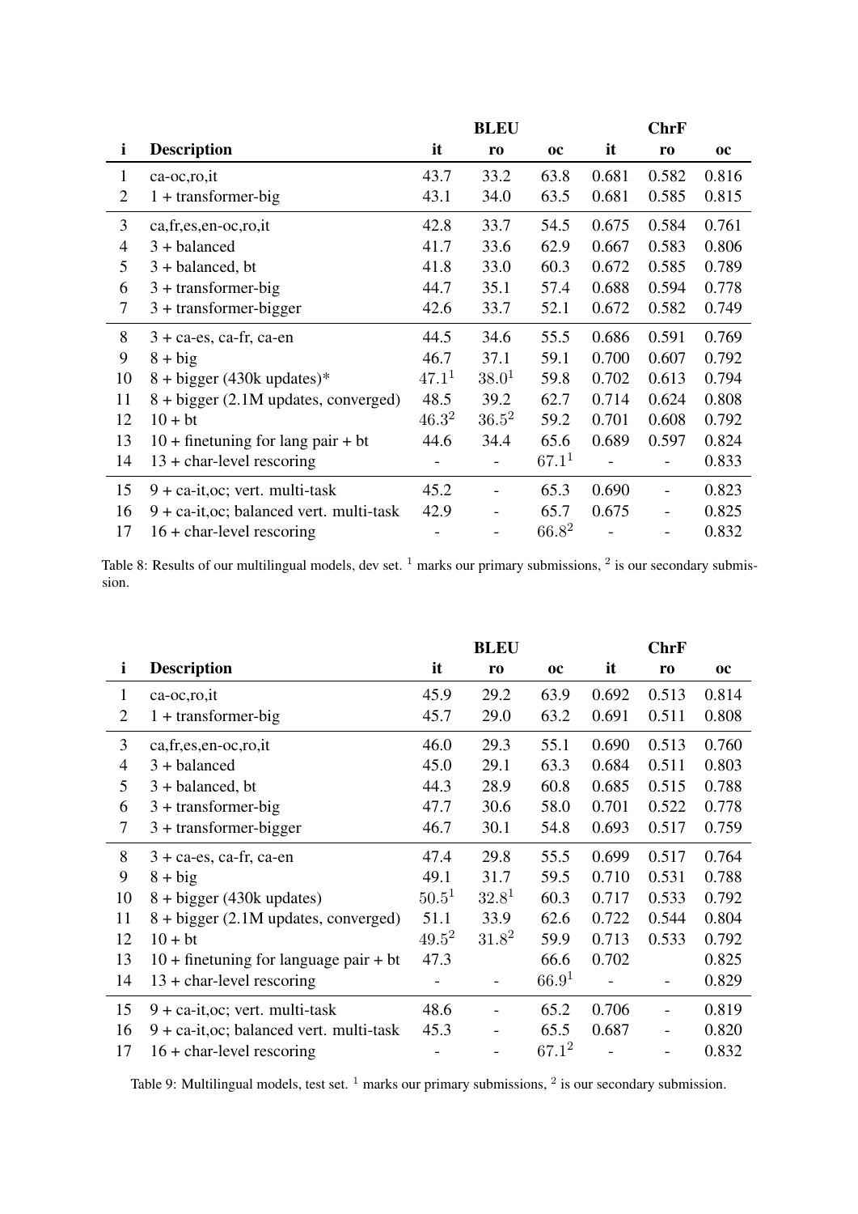|  |  | BLEU |  |  | ChrF |  |  |
|---|---|---|---|---|---|---|---|
| i | Description | it | ro | oc | it | ro | oc |
| 1 | ca-oc,ro,it | 43.7 | 33.2 | 63.8 | 0.681 | 0.582 | 0.816 |
| 2 | 1 + transformer-big | 43.1 | 34.0 | 63.5 | 0.681 | 0.585 | 0.815 |
| 3 | ca,fr,es,en-oc,ro,it | 42.8 | 33.7 | 54.5 | 0.675 | 0.584 | 0.761 |
| 4 | 3 + balanced | 41.7 | 33.6 | 62.9 | 0.667 | 0.583 | 0.806 |
| 5 | 3 + balanced, bt | 41.8 | 33.0 | 60.3 | 0.672 | 0.585 | 0.789 |
| 6 | 3 + transformer-big | 44.7 | 35.1 | 57.4 | 0.688 | 0.594 | 0.778 |
| 7 | 3 + transformer-bigger | 42.6 | 33.7 | 52.1 | 0.672 | 0.582 | 0.749 |
| 8 | 3 + ca-es, ca-fr, ca-en | 44.5 | 34.6 | 55.5 | 0.686 | 0.591 | 0.769 |
| 9 | 8 + big | 46.7 | 37.1 | 59.1 | 0.700 | 0.607 | 0.792 |
| 10 | 8 + bigger (430k updates)* | 47.1[1] | 38.0[1] | 59.8 | 0.702 | 0.613 | 0.794 |
| 11 | 8 + bigger (2.1M updates, converged) | 48.5 | 39.2 | 62.7 | 0.714 | 0.624 | 0.808 |
| 12 | 10 + bt | 46.3[2] | 36.5[2] | 59.2 | 0.701 | 0.608 | 0.792 |
| 13 | 10 + finetuning for lang pair + bt | 44.6 | 34.4 | 65.6 | 0.689 | 0.597 | 0.824 |
| 14 | 13 + char-level rescoring | - | - | 67.1[1] | - | - | 0.833 |
| 15 | 9 + ca-it,oc; vert. multi-task | 45.2 | - | 65.3 | 0.690 | - | 0.823 |
| 16 | 9 + ca-it,oc; balanced vert. multi-task | 42.9 | - | 65.7 | 0.675 | - | 0.825 |
| 17 | 16 + char-level rescoring | - | - | 66.8[2] | - | - | 0.832 |

Table 8: Results of our multilingual models, dev set. [1] marks our primary submissions, [2] is our secondary submission.

|  |  | BLEU |  |  | ChrF |  |  |
|---|---|---|---|---|---|---|---|
| i | Description | it | ro | oc | it | ro | oc |
| 1 | ca-oc,ro,it | 45.9 | 29.2 | 63.9 | 0.692 | 0.513 | 0.814 |
| 2 | 1 + transformer-big | 45.7 | 29.0 | 63.2 | 0.691 | 0.511 | 0.808 |
| 3 | ca,fr,es,en-oc,ro,it | 46.0 | 29.3 | 55.1 | 0.690 | 0.513 | 0.760 |
| 4 | 3 + balanced | 45.0 | 29.1 | 63.3 | 0.684 | 0.511 | 0.803 |
| 5 | 3 + balanced, bt | 44.3 | 28.9 | 60.8 | 0.685 | 0.515 | 0.788 |
| 6 | 3 + transformer-big | 47.7 | 30.6 | 58.0 | 0.701 | 0.522 | 0.778 |
| 7 | 3 + transformer-bigger | 46.7 | 30.1 | 54.8 | 0.693 | 0.517 | 0.759 |
| 8 | 3 + ca-es, ca-fr, ca-en | 47.4 | 29.8 | 55.5 | 0.699 | 0.517 | 0.764 |
| 9 | 8 + big | 49.1 | 31.7 | 59.5 | 0.710 | 0.531 | 0.788 |
| 10 | 8 + bigger (430k updates) | 50.5[1] | 32.8[1] | 60.3 | 0.717 | 0.533 | 0.792 |
| 11 | 8 + bigger (2.1M updates, converged) | 51.1 | 33.9 | 62.6 | 0.722 | 0.544 | 0.804 |
| 12 | 10 + bt | 49.5[2] | 31.8[2] | 59.9 | 0.713 | 0.533 | 0.792 |
| 13 | 10 + finetuning for language pair + bt | 47.3 |  | 66.6 | 0.702 |  | 0.825 |
| 14 | 13 + char-level rescoring | - | - | 66.9[1] | - | - | 0.829 |
| 15 | 9 + ca-it,oc; vert. multi-task | 48.6 | - | 65.2 | 0.706 | - | 0.819 |
| 16 | 9 + ca-it,oc; balanced vert. multi-task | 45.3 | - | 65.5 | 0.687 | - | 0.820 |
| 17 | 16 + char-level rescoring | - | - | 67.1[2] | - | - | 0.832 |

Table 9: Multilingual models, test set. [1] marks our primary submissions, [2] is our secondary submission.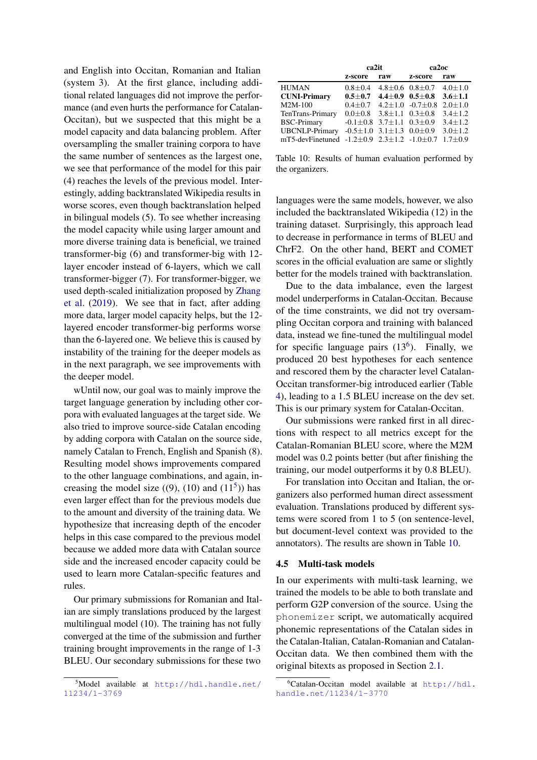and English into Occitan, Romanian and Italian (system 3). At the first glance, including additional related languages did not improve the performance (and even hurts the performance for Catalan-Occitan), but we suspected that this might be a model capacity and data balancing problem. After oversampling the smaller training corpora to have the same number of sentences as the largest one, we see that performance of the model for this pair (4) reaches the levels of the previous model. Interestingly, adding backtranslated Wikipedia results in worse scores, even though backtranslation helped in bilingual models (5). To see whether increasing the model capacity while using larger amount and more diverse training data is beneficial, we trained transformer-big (6) and transformer-big with 12-layer encoder instead of 6-layers, which we call transformer-bigger (7). For transformer-bigger, we used depth-scaled initialization proposed by Zhang et al. (2019). We see that in fact, after adding more data, larger model capacity helps, but the 12-layered encoder transformer-big performs worse than the 6-layered one. We believe this is caused by instability of the training for the deeper models as in the next paragraph, we see improvements with the deeper model.

wUntil now, our goal was to mainly improve the target language generation by including other corpora with evaluated languages at the target side. We also tried to improve source-side Catalan encoding by adding corpora with Catalan on the source side, namely Catalan to French, English and Spanish (8). Resulting model shows improvements compared to the other language combinations, and again, increasing the model size ((9), (10) and (11[5])) has even larger effect than for the previous models due to the amount and diversity of the training data. We hypothesize that increasing depth of the encoder helps in this case compared to the previous model because we added more data with Catalan source side and the increased encoder capacity could be used to learn more Catalan-specific features and rules.

Our primary submissions for Romanian and Italian are simply translations produced by the largest multilingual model (10). The training has not fully converged at the time of the submission and further training brought improvements in the range of 1-3 BLEU. Our secondary submissions for these two languages were the same models, however, we also included the backtranslated Wikipedia (12) in the training dataset. Surprisingly, this approach lead to decrease in performance in terms of BLEU and ChrF2. On the other hand, BERT and COMET scores in the official evaluation are same or slightly better for the models trained with backtranslation.

Due to the data imbalance, even the largest model underperforms in Catalan-Occitan. Because of the time constraints, we did not try oversampling Occitan corpora and training with balanced data, instead we fine-tuned the multilingual model for specific language pairs (13[6]). Finally, we produced 20 best hypotheses for each sentence and rescored them by the character level Catalan-Occitan transformer-big introduced earlier (Table 4), leading to a 1.5 BLEU increase on the dev set. This is our primary system for Catalan-Occitan.

Our submissions were ranked first in all directions with respect to all metrics except for the Catalan-Romanian BLEU score, where the M2M model was 0.2 points better (but after finishing the training, our model outperforms it by 0.8 BLEU).

For translation into Occitan and Italian, the organizers also performed human direct assessment evaluation. Translations produced by different systems were scored from 1 to 5 (on sentence-level, but document-level context was provided to the annotators). The results are shown in Table 10.

| | ca2it | | ca2oc | |
|---|---|---|---|---|
| | **z-score** | **raw** | **z-score** | **raw** |
| HUMAN | 0.8±0.4 | 4.8±0.6 | 0.8±0.7 | 4.0±1.0 |
| **CUNI-Primary** | **0.5±0.7** | **4.4±0.9** | **0.5±0.8** | **3.6±1.1** |
| M2M-100 | 0.4±0.7 | 4.2±1.0 | -0.7±0.8 | 2.0±1.0 |
| TenTrans-Primary | 0.0±0.8 | 3.8±1.1 | 0.3±0.8 | 3.4±1.2 |
| BSC-Primary | -0.1±0.8 | 3.7±1.1 | 0.3±0.9 | 3.4±1.2 |
| UBCNLP-Primary | -0.5±1.0 | 3.1±1.3 | 0.0±0.9 | 3.0±1.2 |
| mT5-devFinetuned | -1.2±0.9 | 2.3±1.2 | -1.0±0.7 | 1.7±0.9 |

Table 10: Results of human evaluation performed by the organizers.

### 4.5 Multi-task models

In our experiments with multi-task learning, we trained the models to be able to both translate and perform G2P conversion of the source. Using the phonemizer script, we automatically acquired phonemic representations of the Catalan sides in the Catalan-Italian, Catalan-Romanian and Catalan-Occitan data. We then combined them with the original bitexts as proposed in Section 2.1.

[5] Model available at http://hdl.handle.net/11234/1-3769

[6] Catalan-Occitan model available at http://hdl.handle.net/11234/1-3770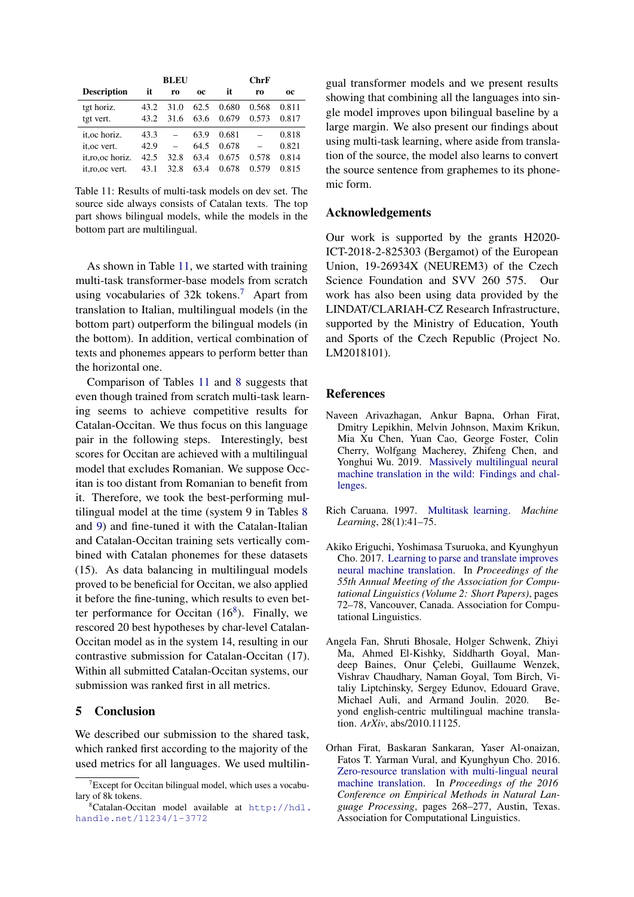| Description | BLEU | | | ChrF | | |
|---|---|---|---|---|---|---|
| | it | ro | oc | it | ro | oc |
| tgt horiz. | 43.2 | 31.0 | 62.5 | 0.680 | 0.568 | 0.811 |
| tgt vert. | 43.2 | 31.6 | 63.6 | 0.679 | 0.573 | 0.817 |
| it,oc horiz. | 43.3 | – | 63.9 | 0.681 | – | 0.818 |
| it,oc vert. | 42.9 | – | 64.5 | 0.678 | – | 0.821 |
| it,ro,oc horiz. | 42.5 | 32.8 | 63.4 | 0.675 | 0.578 | 0.814 |
| it,ro,oc vert. | 43.1 | 32.8 | 63.4 | 0.678 | 0.579 | 0.815 |

Table 11: Results of multi-task models on dev set. The source side always consists of Catalan texts. The top part shows bilingual models, while the models in the bottom part are multilingual.

As shown in Table 11, we started with training multi-task transformer-base models from scratch using vocabularies of 32k tokens.[7] Apart from translation to Italian, multilingual models (in the bottom part) outperform the bilingual models (in the bottom). In addition, vertical combination of texts and phonemes appears to perform better than the horizontal one.

Comparison of Tables 11 and 8 suggests that even though trained from scratch multi-task learning seems to achieve competitive results for Catalan-Occitan. We thus focus on this language pair in the following steps. Interestingly, best scores for Occitan are achieved with a multilingual model that excludes Romanian. We suppose Occitan is too distant from Romanian to benefit from it. Therefore, we took the best-performing multilingual model at the time (system 9 in Tables 8 and 9) and fine-tuned it with the Catalan-Italian and Catalan-Occitan training sets vertically combined with Catalan phonemes for these datasets (15). As data balancing in multilingual models proved to be beneficial for Occitan, we also applied it before the fine-tuning, which results to even better performance for Occitan (16[8]). Finally, we rescored 20 best hypotheses by char-level Catalan-Occitan model as in the system 14, resulting in our contrastive submission for Catalan-Occitan (17). Within all submitted Catalan-Occitan systems, our submission was ranked first in all metrics.

## 5 Conclusion

We described our submission to the shared task, which ranked first according to the majority of the used metrics for all languages. We used multilingual transformer models and we present results showing that combining all the languages into single model improves upon bilingual baseline by a large margin. We also present our findings about using multi-task learning, where aside from translation of the source, the model also learns to convert the source sentence from graphemes to its phonemic form.

[7] Except for Occitan bilingual model, which uses a vocabulary of 8k tokens.

[8] Catalan-Occitan model available at http://hdl.handle.net/11234/1-3772

## Acknowledgements

Our work is supported by the grants H2020-ICT-2018-2-825303 (Bergamot) of the European Union, 19-26934X (NEUREM3) of the Czech Science Foundation and SVV 260 575. Our work has also been using data provided by the LINDAT/CLARIAH-CZ Research Infrastructure, supported by the Ministry of Education, Youth and Sports of the Czech Republic (Project No. LM2018101).

## References

Naveen Arivazhagan, Ankur Bapna, Orhan Firat, Dmitry Lepikhin, Melvin Johnson, Maxim Krikun, Mia Xu Chen, Yuan Cao, George Foster, Colin Cherry, Wolfgang Macherey, Zhifeng Chen, and Yonghui Wu. 2019. Massively multilingual neural machine translation in the wild: Findings and challenges.

Rich Caruana. 1997. Multitask learning. *Machine Learning*, 28(1):41–75.

Akiko Eriguchi, Yoshimasa Tsuruoka, and Kyunghyun Cho. 2017. Learning to parse and translate improves neural machine translation. In *Proceedings of the 55th Annual Meeting of the Association for Computational Linguistics (Volume 2: Short Papers)*, pages 72–78, Vancouver, Canada. Association for Computational Linguistics.

Angela Fan, Shruti Bhosale, Holger Schwenk, Zhiyi Ma, Ahmed El-Kishky, Siddharth Goyal, Mandeep Baines, Onur Çelebi, Guillaume Wenzek, Vishrav Chaudhary, Naman Goyal, Tom Birch, Vitaliy Liptchinsky, Sergey Edunov, Edouard Grave, Michael Auli, and Armand Joulin. 2020. Beyond english-centric multilingual machine translation. *ArXiv*, abs/2010.11125.

Orhan Firat, Baskaran Sankaran, Yaser Al-onaizan, Fatos T. Yarman Vural, and Kyunghyun Cho. 2016. Zero-resource translation with multi-lingual neural machine translation. In *Proceedings of the 2016 Conference on Empirical Methods in Natural Language Processing*, pages 268–277, Austin, Texas. Association for Computational Linguistics.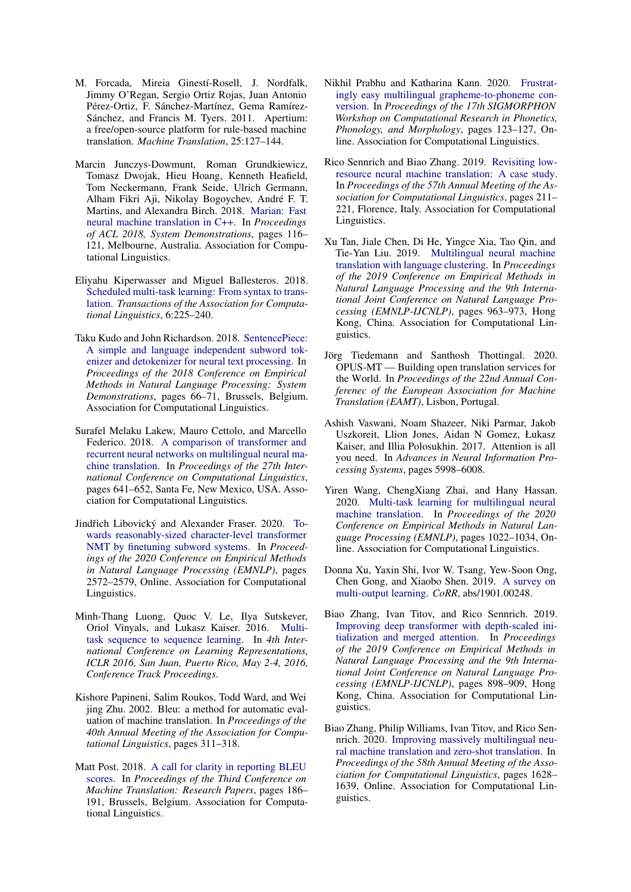M. Forcada, Mireia Ginestí-Rosell, J. Nordfalk, Jimmy O'Regan, Sergio Ortiz Rojas, Juan Antonio Pérez-Ortiz, F. Sánchez-Martínez, Gema Ramírez-Sánchez, and Francis M. Tyers. 2011. Apertium: a free/open-source platform for rule-based machine translation. *Machine Translation*, 25:127–144.

Marcin Junczys-Dowmunt, Roman Grundkiewicz, Tomasz Dwojak, Hieu Hoang, Kenneth Heafield, Tom Neckermann, Frank Seide, Ulrich Germann, Alham Fikri Aji, Nikolay Bogoychev, André F. T. Martins, and Alexandra Birch. 2018. Marian: Fast neural machine translation in C++. In *Proceedings of ACL 2018, System Demonstrations*, pages 116–121, Melbourne, Australia. Association for Computational Linguistics.

Eliyahu Kiperwasser and Miguel Ballesteros. 2018. Scheduled multi-task learning: From syntax to translation. *Transactions of the Association for Computational Linguistics*, 6:225–240.

Taku Kudo and John Richardson. 2018. SentencePiece: A simple and language independent subword tokenizer and detokenizer for neural text processing. In *Proceedings of the 2018 Conference on Empirical Methods in Natural Language Processing: System Demonstrations*, pages 66–71, Brussels, Belgium. Association for Computational Linguistics.

Surafel Melaku Lakew, Mauro Cettolo, and Marcello Federico. 2018. A comparison of transformer and recurrent neural networks on multilingual neural machine translation. In *Proceedings of the 27th International Conference on Computational Linguistics*, pages 641–652, Santa Fe, New Mexico, USA. Association for Computational Linguistics.

Jindřich Libovický and Alexander Fraser. 2020. Towards reasonably-sized character-level transformer NMT by finetuning subword systems. In *Proceedings of the 2020 Conference on Empirical Methods in Natural Language Processing (EMNLP)*, pages 2572–2579, Online. Association for Computational Linguistics.

Minh-Thang Luong, Quoc V. Le, Ilya Sutskever, Oriol Vinyals, and Lukasz Kaiser. 2016. Multi-task sequence to sequence learning. In *4th International Conference on Learning Representations, ICLR 2016, San Juan, Puerto Rico, May 2-4, 2016, Conference Track Proceedings*.

Kishore Papineni, Salim Roukos, Todd Ward, and Wei jing Zhu. 2002. Bleu: a method for automatic evaluation of machine translation. In *Proceedings of the 40th Annual Meeting of the Association for Computational Linguistics*, pages 311–318.

Matt Post. 2018. A call for clarity in reporting BLEU scores. In *Proceedings of the Third Conference on Machine Translation: Research Papers*, pages 186–191, Brussels, Belgium. Association for Computational Linguistics.

Nikhil Prabhu and Katharina Kann. 2020. Frustratingly easy multilingual grapheme-to-phoneme conversion. In *Proceedings of the 17th SIGMORPHON Workshop on Computational Research in Phonetics, Phonology, and Morphology*, pages 123–127, Online. Association for Computational Linguistics.

Rico Sennrich and Biao Zhang. 2019. Revisiting low-resource neural machine translation: A case study. In *Proceedings of the 57th Annual Meeting of the Association for Computational Linguistics*, pages 211–221, Florence, Italy. Association for Computational Linguistics.

Xu Tan, Jiale Chen, Di He, Yingce Xia, Tao Qin, and Tie-Yan Liu. 2019. Multilingual neural machine translation with language clustering. In *Proceedings of the 2019 Conference on Empirical Methods in Natural Language Processing and the 9th International Joint Conference on Natural Language Processing (EMNLP-IJCNLP)*, pages 963–973, Hong Kong, China. Association for Computational Linguistics.

Jörg Tiedemann and Santhosh Thottingal. 2020. OPUS-MT — Building open translation services for the World. In *Proceedings of the 22nd Annual Conferenec of the European Association for Machine Translation (EAMT)*, Lisbon, Portugal.

Ashish Vaswani, Noam Shazeer, Niki Parmar, Jakob Uszkoreit, Llion Jones, Aidan N Gomez, Łukasz Kaiser, and Illia Polosukhin. 2017. Attention is all you need. In *Advances in Neural Information Processing Systems*, pages 5998–6008.

Yiren Wang, ChengXiang Zhai, and Hany Hassan. 2020. Multi-task learning for multilingual neural machine translation. In *Proceedings of the 2020 Conference on Empirical Methods in Natural Language Processing (EMNLP)*, pages 1022–1034, Online. Association for Computational Linguistics.

Donna Xu, Yaxin Shi, Ivor W. Tsang, Yew-Soon Ong, Chen Gong, and Xiaobo Shen. 2019. A survey on multi-output learning. *CoRR*, abs/1901.00248.

Biao Zhang, Ivan Titov, and Rico Sennrich. 2019. Improving deep transformer with depth-scaled initialization and merged attention. In *Proceedings of the 2019 Conference on Empirical Methods in Natural Language Processing and the 9th International Joint Conference on Natural Language Processing (EMNLP-IJCNLP)*, pages 898–909, Hong Kong, China. Association for Computational Linguistics.

Biao Zhang, Philip Williams, Ivan Titov, and Rico Sennrich. 2020. Improving massively multilingual neural machine translation and zero-shot translation. In *Proceedings of the 58th Annual Meeting of the Association for Computational Linguistics*, pages 1628–1639, Online. Association for Computational Linguistics.